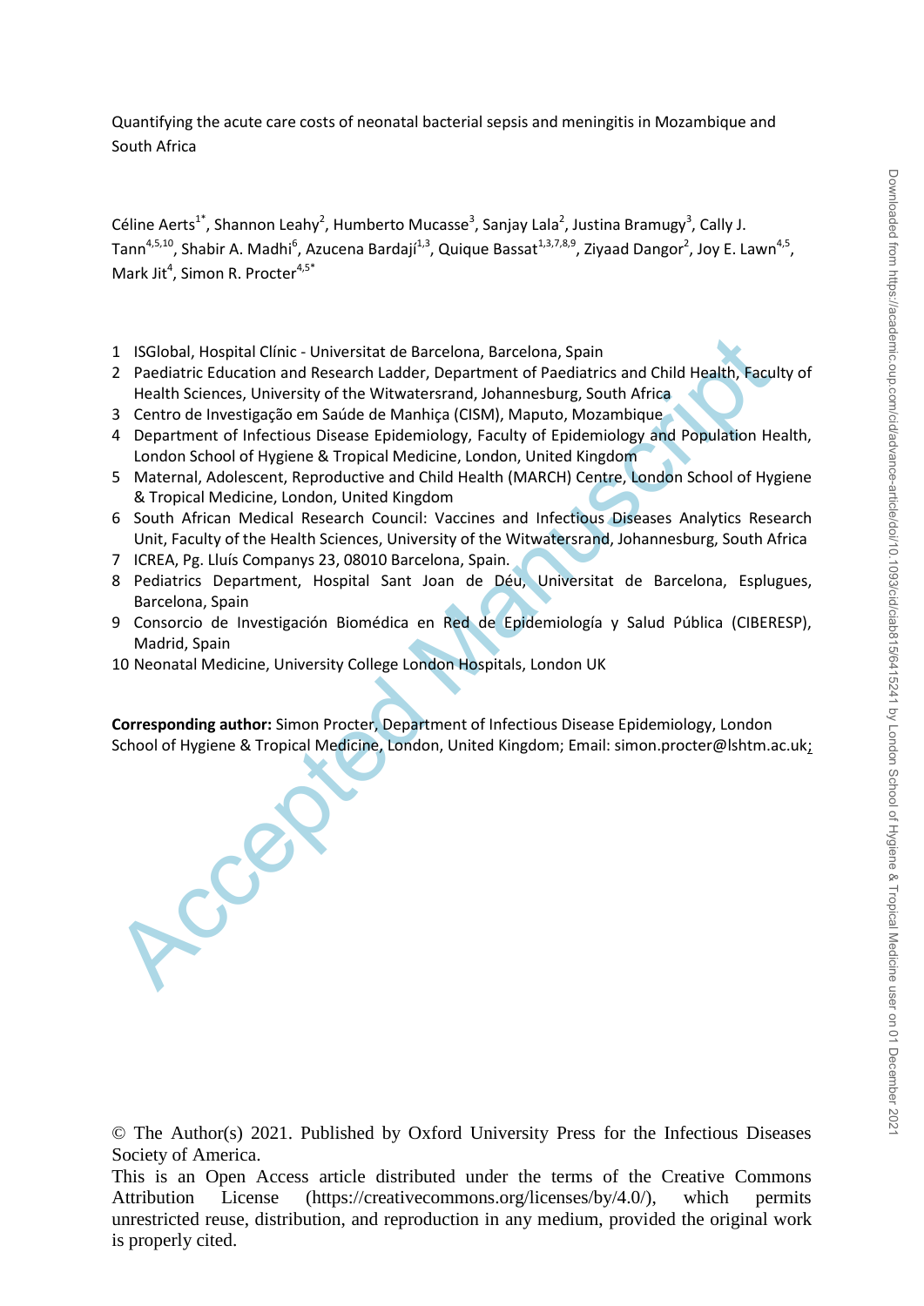# Quantifying the acute care costs of neonatal bacterial sepsis and meningitis in Mozambique and South Africa

Céline Aerts[1*], Shannon Leahy[2], Humberto Mucasse[3], Sanjay Lala[2], Justina Bramugy[3], Cally J. Tann[4,5,10], Shabir A. Madhi[6], Azucena Bardají[1,3], Quique Bassat[1,3,7,8,9], Ziyaad Dangor[2], Joy E. Lawn[4,5], Mark Jit[4], Simon R. Procter[4,5*]

1. ISGlobal, Hospital Clínic - Universitat de Barcelona, Barcelona, Spain
2. Paediatric Education and Research Ladder, Department of Paediatrics and Child Health, Faculty of Health Sciences, University of the Witwatersrand, Johannesburg, South Africa
3. Centro de Investigação em Saúde de Manhiça (CISM), Maputo, Mozambique
4. Department of Infectious Disease Epidemiology, Faculty of Epidemiology and Population Health, London School of Hygiene & Tropical Medicine, London, United Kingdom
5. Maternal, Adolescent, Reproductive and Child Health (MARCH) Centre, London School of Hygiene & Tropical Medicine, London, United Kingdom
6. South African Medical Research Council: Vaccines and Infectious Diseases Analytics Research Unit, Faculty of the Health Sciences, University of the Witwatersrand, Johannesburg, South Africa
7. ICREA, Pg. Lluís Companys 23, 08010 Barcelona, Spain.
8. Pediatrics Department, Hospital Sant Joan de Déu, Universitat de Barcelona, Esplugues, Barcelona, Spain
9. Consorcio de Investigación Biomédica en Red de Epidemiología y Salud Pública (CIBERESP), Madrid, Spain
10. Neonatal Medicine, University College London Hospitals, London UK

**Corresponding author:** Simon Procter, Department of Infectious Disease Epidemiology, London School of Hygiene & Tropical Medicine, London, United Kingdom; Email: simon.procter@lshtm.ac.uk;

© The Author(s) 2021. Published by Oxford University Press for the Infectious Diseases Society of America.

This is an Open Access article distributed under the terms of the Creative Commons Attribution License (https://creativecommons.org/licenses/by/4.0/), which permits unrestricted reuse, distribution, and reproduction in any medium, provided the original work is properly cited.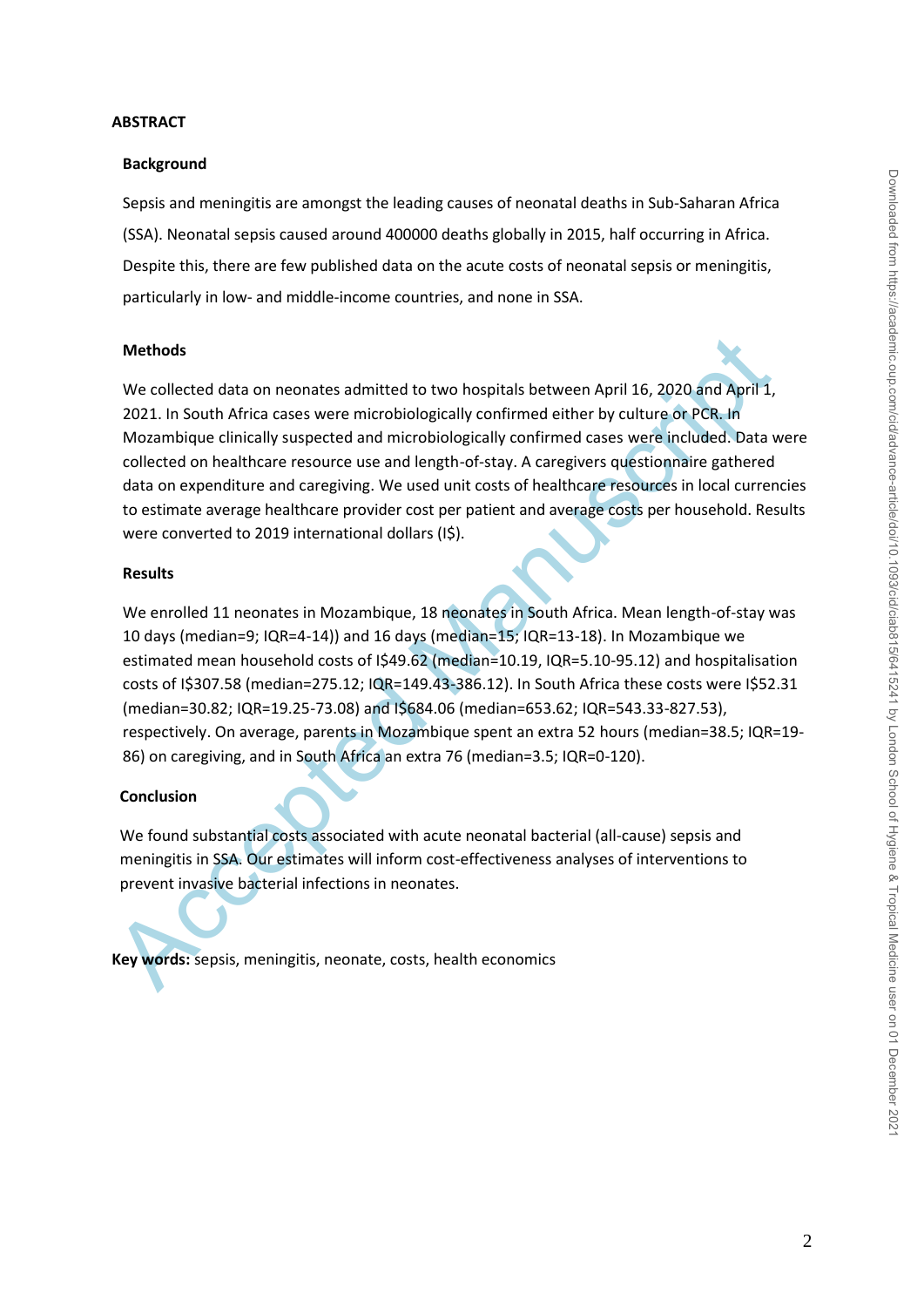## ABSTRACT

### Background

Sepsis and meningitis are amongst the leading causes of neonatal deaths in Sub-Saharan Africa (SSA). Neonatal sepsis caused around 400000 deaths globally in 2015, half occurring in Africa. Despite this, there are few published data on the acute costs of neonatal sepsis or meningitis, particularly in low- and middle-income countries, and none in SSA.

### Methods

We collected data on neonates admitted to two hospitals between April 16, 2020 and April 1, 2021. In South Africa cases were microbiologically confirmed either by culture or PCR. In Mozambique clinically suspected and microbiologically confirmed cases were included. Data were collected on healthcare resource use and length-of-stay. A caregivers questionnaire gathered data on expenditure and caregiving. We used unit costs of healthcare resources in local currencies to estimate average healthcare provider cost per patient and average costs per household. Results were converted to 2019 international dollars (I$).

### Results

We enrolled 11 neonates in Mozambique, 18 neonates in South Africa. Mean length-of-stay was 10 days (median=9; IQR=4-14)) and 16 days (median=15; IQR=13-18). In Mozambique we estimated mean household costs of I$49.62 (median=10.19, IQR=5.10-95.12) and hospitalisation costs of I$307.58 (median=275.12; IQR=149.43-386.12). In South Africa these costs were I$52.31 (median=30.82; IQR=19.25-73.08) and I$684.06 (median=653.62; IQR=543.33-827.53), respectively. On average, parents in Mozambique spent an extra 52 hours (median=38.5; IQR=19-86) on caregiving, and in South Africa an extra 76 (median=3.5; IQR=0-120).

### Conclusion

We found substantial costs associated with acute neonatal bacterial (all-cause) sepsis and meningitis in SSA. Our estimates will inform cost-effectiveness analyses of interventions to prevent invasive bacterial infections in neonates.

**Key words:** sepsis, meningitis, neonate, costs, health economics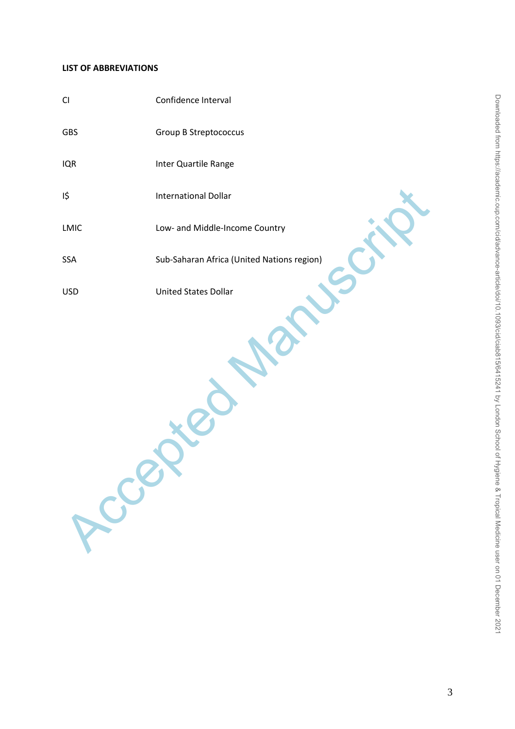**LIST OF ABBREVIATIONS**

| | |
|---|---|
| CI | Confidence Interval |
| GBS | Group B Streptococcus |
| IQR | Inter Quartile Range |
| I$ | International Dollar |
| LMIC | Low- and Middle-Income Country |
| SSA | Sub-Saharan Africa (United Nations region) |
| USD | United States Dollar |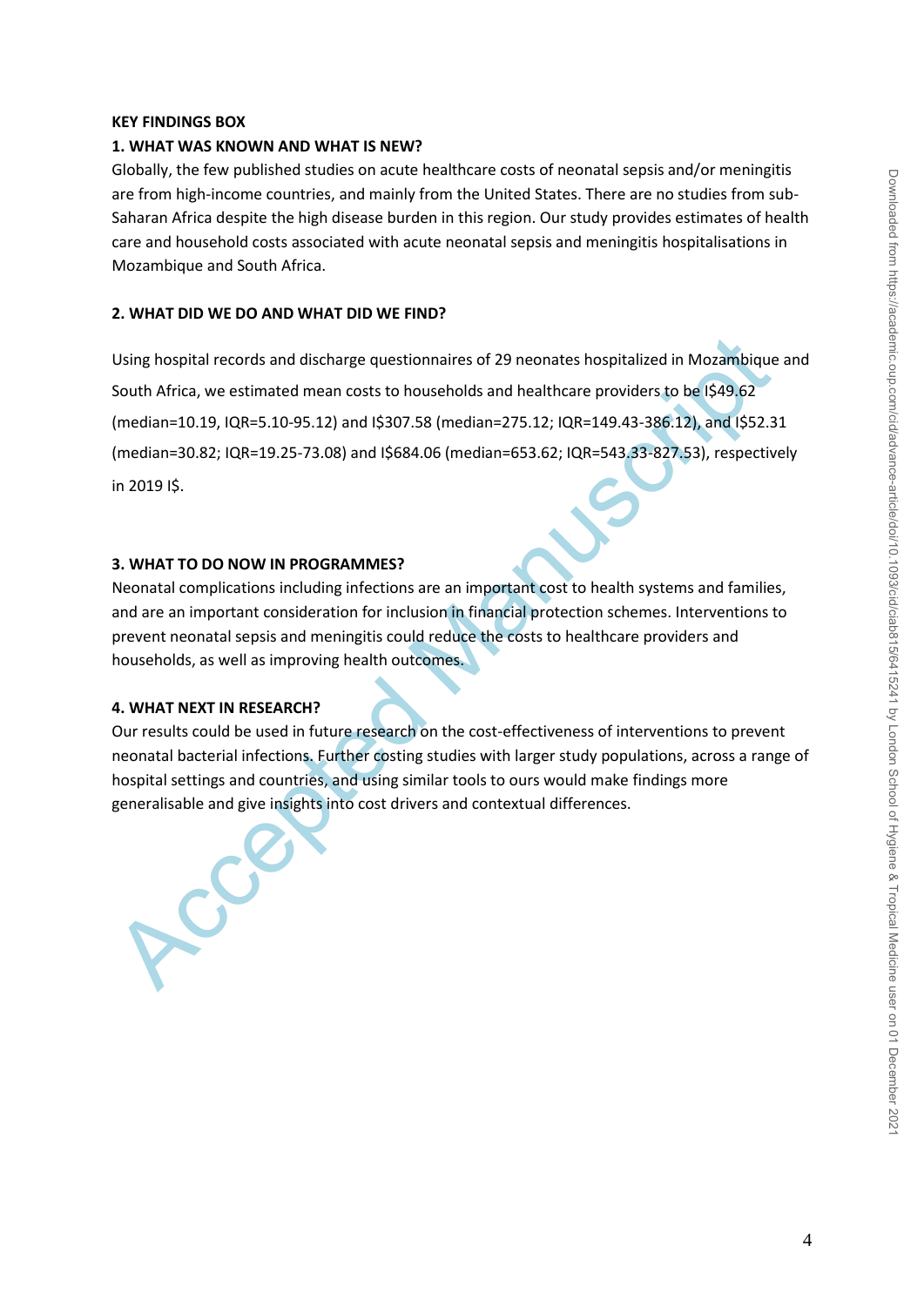**KEY FINDINGS BOX**

**1. WHAT WAS KNOWN AND WHAT IS NEW?**

Globally, the few published studies on acute healthcare costs of neonatal sepsis and/or meningitis are from high-income countries, and mainly from the United States. There are no studies from sub-Saharan Africa despite the high disease burden in this region. Our study provides estimates of health care and household costs associated with acute neonatal sepsis and meningitis hospitalisations in Mozambique and South Africa.

**2. WHAT DID WE DO AND WHAT DID WE FIND?**

Using hospital records and discharge questionnaires of 29 neonates hospitalized in Mozambique and South Africa, we estimated mean costs to households and healthcare providers to be I$49.62 (median=10.19, IQR=5.10-95.12) and I$307.58 (median=275.12; IQR=149.43-386.12), and I$52.31 (median=30.82; IQR=19.25-73.08) and I$684.06 (median=653.62; IQR=543.33-827.53), respectively in 2019 I$.

**3. WHAT TO DO NOW IN PROGRAMMES?**

Neonatal complications including infections are an important cost to health systems and families, and are an important consideration for inclusion in financial protection schemes. Interventions to prevent neonatal sepsis and meningitis could reduce the costs to healthcare providers and households, as well as improving health outcomes.

**4. WHAT NEXT IN RESEARCH?**

Our results could be used in future research on the cost-effectiveness of interventions to prevent neonatal bacterial infections. Further costing studies with larger study populations, across a range of hospital settings and countries, and using similar tools to ours would make findings more generalisable and give insights into cost drivers and contextual differences.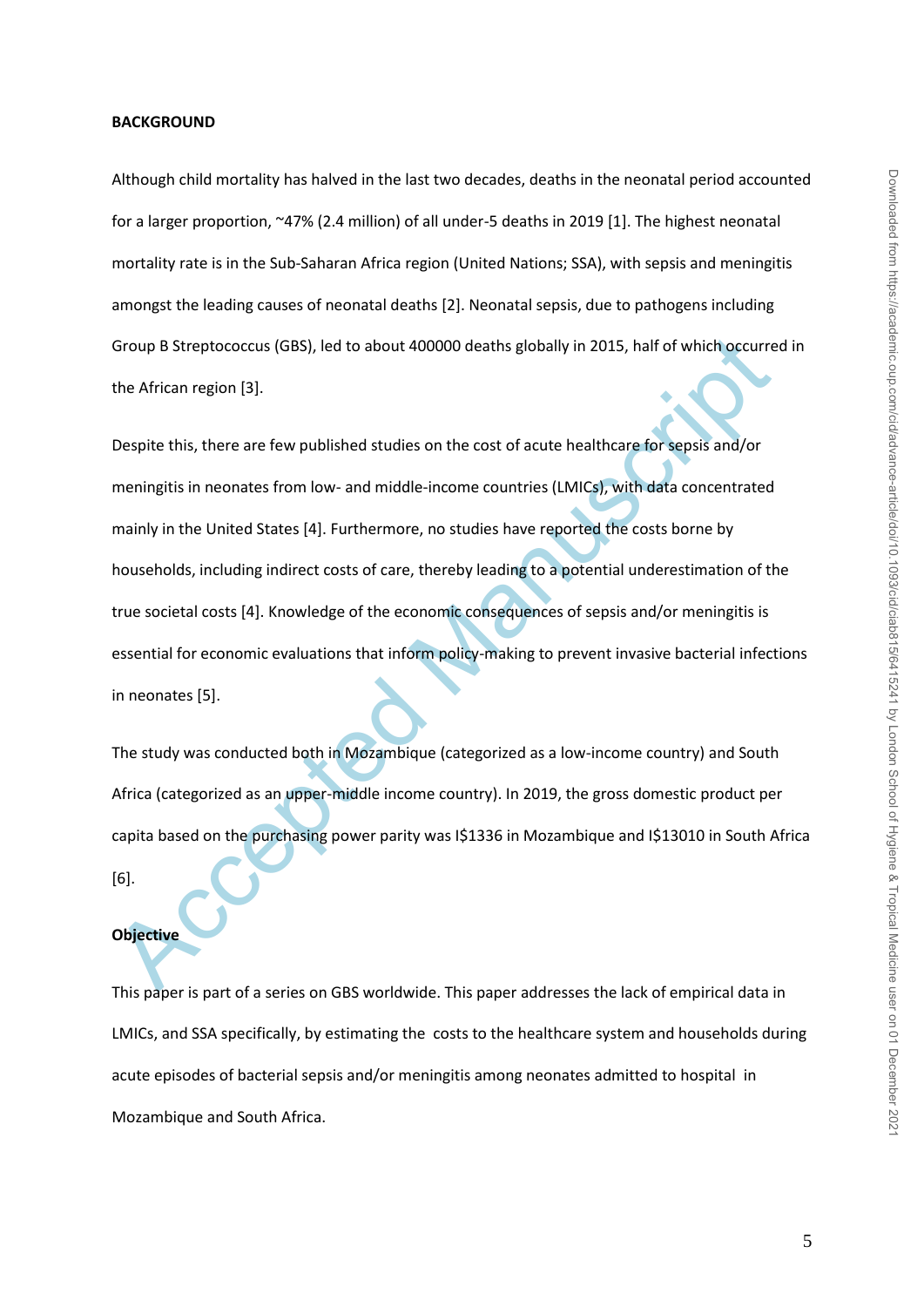## BACKGROUND

Although child mortality has halved in the last two decades, deaths in the neonatal period accounted for a larger proportion, ~47% (2.4 million) of all under-5 deaths in 2019 [1]. The highest neonatal mortality rate is in the Sub-Saharan Africa region (United Nations; SSA), with sepsis and meningitis amongst the leading causes of neonatal deaths [2]. Neonatal sepsis, due to pathogens including Group B Streptococcus (GBS), led to about 400000 deaths globally in 2015, half of which occurred in the African region [3].

Despite this, there are few published studies on the cost of acute healthcare for sepsis and/or meningitis in neonates from low- and middle-income countries (LMICs), with data concentrated mainly in the United States [4]. Furthermore, no studies have reported the costs borne by households, including indirect costs of care, thereby leading to a potential underestimation of the true societal costs [4]. Knowledge of the economic consequences of sepsis and/or meningitis is essential for economic evaluations that inform policy-making to prevent invasive bacterial infections in neonates [5].

The study was conducted both in Mozambique (categorized as a low-income country) and South Africa (categorized as an upper-middle income country). In 2019, the gross domestic product per capita based on the purchasing power parity was I$1336 in Mozambique and I$13010 in South Africa [6].

### Objective

This paper is part of a series on GBS worldwide. This paper addresses the lack of empirical data in LMICs, and SSA specifically, by estimating the costs to the healthcare system and households during acute episodes of bacterial sepsis and/or meningitis among neonates admitted to hospital in Mozambique and South Africa.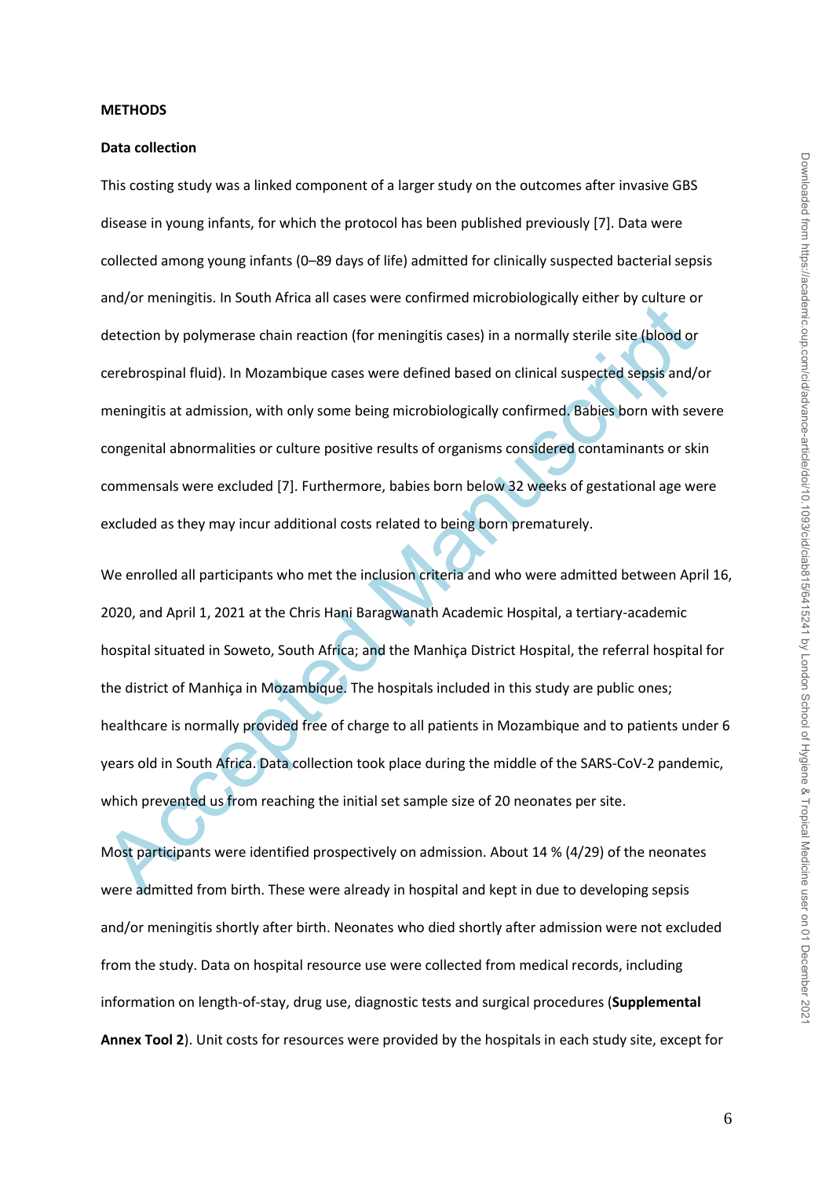**METHODS**

**Data collection**

This costing study was a linked component of a larger study on the outcomes after invasive GBS disease in young infants, for which the protocol has been published previously [7]. Data were collected among young infants (0–89 days of life) admitted for clinically suspected bacterial sepsis and/or meningitis. In South Africa all cases were confirmed microbiologically either by culture or detection by polymerase chain reaction (for meningitis cases) in a normally sterile site (blood or cerebrospinal fluid). In Mozambique cases were defined based on clinical suspected sepsis and/or meningitis at admission, with only some being microbiologically confirmed. Babies born with severe congenital abnormalities or culture positive results of organisms considered contaminants or skin commensals were excluded [7]. Furthermore, babies born below 32 weeks of gestational age were excluded as they may incur additional costs related to being born prematurely.

We enrolled all participants who met the inclusion criteria and who were admitted between April 16, 2020, and April 1, 2021 at the Chris Hani Baragwanath Academic Hospital, a tertiary-academic hospital situated in Soweto, South Africa; and the Manhiça District Hospital, the referral hospital for the district of Manhiça in Mozambique. The hospitals included in this study are public ones; healthcare is normally provided free of charge to all patients in Mozambique and to patients under 6 years old in South Africa. Data collection took place during the middle of the SARS-CoV-2 pandemic, which prevented us from reaching the initial set sample size of 20 neonates per site.

Most participants were identified prospectively on admission. About 14 % (4/29) of the neonates were admitted from birth. These were already in hospital and kept in due to developing sepsis and/or meningitis shortly after birth. Neonates who died shortly after admission were not excluded from the study. Data on hospital resource use were collected from medical records, including information on length-of-stay, drug use, diagnostic tests and surgical procedures (**Supplemental Annex Tool 2**). Unit costs for resources were provided by the hospitals in each study site, except for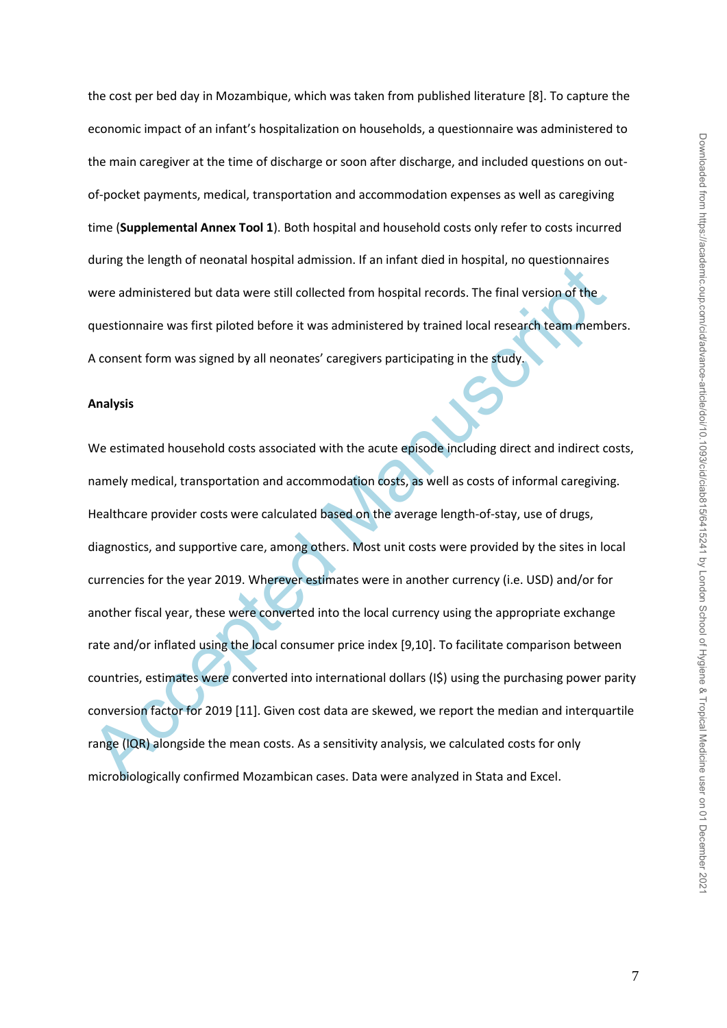the cost per bed day in Mozambique, which was taken from published literature [8]. To capture the economic impact of an infant's hospitalization on households, a questionnaire was administered to the main caregiver at the time of discharge or soon after discharge, and included questions on out-of-pocket payments, medical, transportation and accommodation expenses as well as caregiving time (**Supplemental Annex Tool 1**). Both hospital and household costs only refer to costs incurred during the length of neonatal hospital admission. If an infant died in hospital, no questionnaires were administered but data were still collected from hospital records. The final version of the questionnaire was first piloted before it was administered by trained local research team members. A consent form was signed by all neonates' caregivers participating in the study.

**Analysis**

We estimated household costs associated with the acute episode including direct and indirect costs, namely medical, transportation and accommodation costs, as well as costs of informal caregiving. Healthcare provider costs were calculated based on the average length-of-stay, use of drugs, diagnostics, and supportive care, among others. Most unit costs were provided by the sites in local currencies for the year 2019. Wherever estimates were in another currency (i.e. USD) and/or for another fiscal year, these were converted into the local currency using the appropriate exchange rate and/or inflated using the local consumer price index [9,10]. To facilitate comparison between countries, estimates were converted into international dollars (I$) using the purchasing power parity conversion factor for 2019 [11]. Given cost data are skewed, we report the median and interquartile range (IQR) alongside the mean costs. As a sensitivity analysis, we calculated costs for only microbiologically confirmed Mozambican cases. Data were analyzed in Stata and Excel.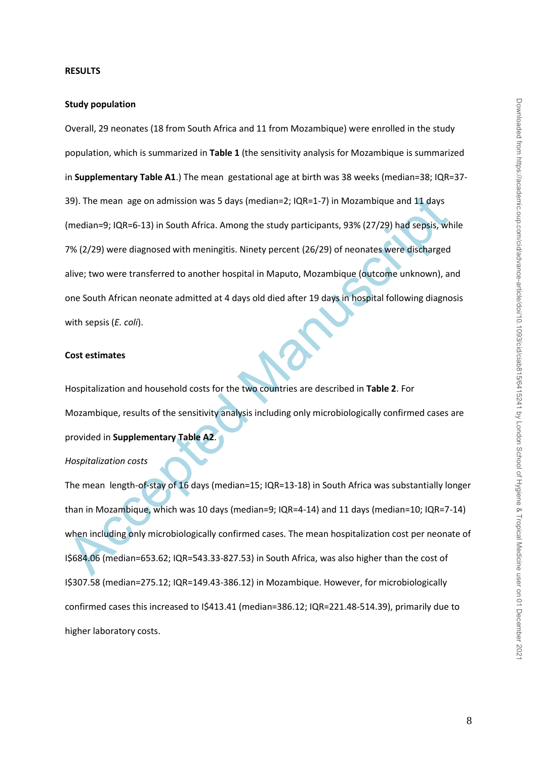## RESULTS

### Study population

Overall, 29 neonates (18 from South Africa and 11 from Mozambique) were enrolled in the study population, which is summarized in **Table 1** (the sensitivity analysis for Mozambique is summarized in **Supplementary Table A1**.) The mean gestational age at birth was 38 weeks (median=38; IQR=37-39). The mean age on admission was 5 days (median=2; IQR=1-7) in Mozambique and 11 days (median=9; IQR=6-13) in South Africa. Among the study participants, 93% (27/29) had sepsis, while 7% (2/29) were diagnosed with meningitis. Ninety percent (26/29) of neonates were discharged alive; two were transferred to another hospital in Maputo, Mozambique (outcome unknown), and one South African neonate admitted at 4 days old died after 19 days in hospital following diagnosis with sepsis (*E. coli*).

### Cost estimates

Hospitalization and household costs for the two countries are described in **Table 2**. For Mozambique, results of the sensitivity analysis including only microbiologically confirmed cases are provided in **Supplementary Table A2**.

*Hospitalization costs*

The mean length-of-stay of 16 days (median=15; IQR=13-18) in South Africa was substantially longer than in Mozambique, which was 10 days (median=9; IQR=4-14) and 11 days (median=10; IQR=7-14) when including only microbiologically confirmed cases. The mean hospitalization cost per neonate of I$684.06 (median=653.62; IQR=543.33-827.53) in South Africa, was also higher than the cost of I$307.58 (median=275.12; IQR=149.43-386.12) in Mozambique. However, for microbiologically confirmed cases this increased to I$413.41 (median=386.12; IQR=221.48-514.39), primarily due to higher laboratory costs.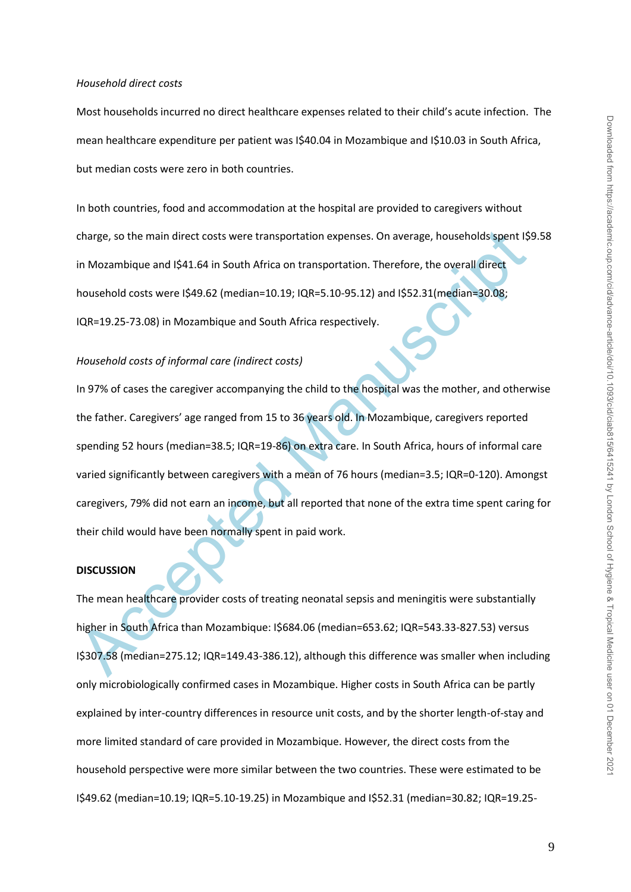*Household direct costs*

Most households incurred no direct healthcare expenses related to their child's acute infection. The mean healthcare expenditure per patient was I$40.04 in Mozambique and I$10.03 in South Africa, but median costs were zero in both countries.

In both countries, food and accommodation at the hospital are provided to caregivers without charge, so the main direct costs were transportation expenses. On average, households spent I$9.58 in Mozambique and I$41.64 in South Africa on transportation. Therefore, the overall direct household costs were I$49.62 (median=10.19; IQR=5.10-95.12) and I$52.31(median=30.08; IQR=19.25-73.08) in Mozambique and South Africa respectively.

*Household costs of informal care (indirect costs)*

In 97% of cases the caregiver accompanying the child to the hospital was the mother, and otherwise the father. Caregivers' age ranged from 15 to 36 years old. In Mozambique, caregivers reported spending 52 hours (median=38.5; IQR=19-86) on extra care. In South Africa, hours of informal care varied significantly between caregivers with a mean of 76 hours (median=3.5; IQR=0-120). Amongst caregivers, 79% did not earn an income, but all reported that none of the extra time spent caring for their child would have been normally spent in paid work.

**DISCUSSION**

The mean healthcare provider costs of treating neonatal sepsis and meningitis were substantially higher in South Africa than Mozambique: I$684.06 (median=653.62; IQR=543.33-827.53) versus I$307.58 (median=275.12; IQR=149.43-386.12), although this difference was smaller when including only microbiologically confirmed cases in Mozambique. Higher costs in South Africa can be partly explained by inter-country differences in resource unit costs, and by the shorter length-of-stay and more limited standard of care provided in Mozambique. However, the direct costs from the household perspective were more similar between the two countries. These were estimated to be I$49.62 (median=10.19; IQR=5.10-19.25) in Mozambique and I$52.31 (median=30.82; IQR=19.25-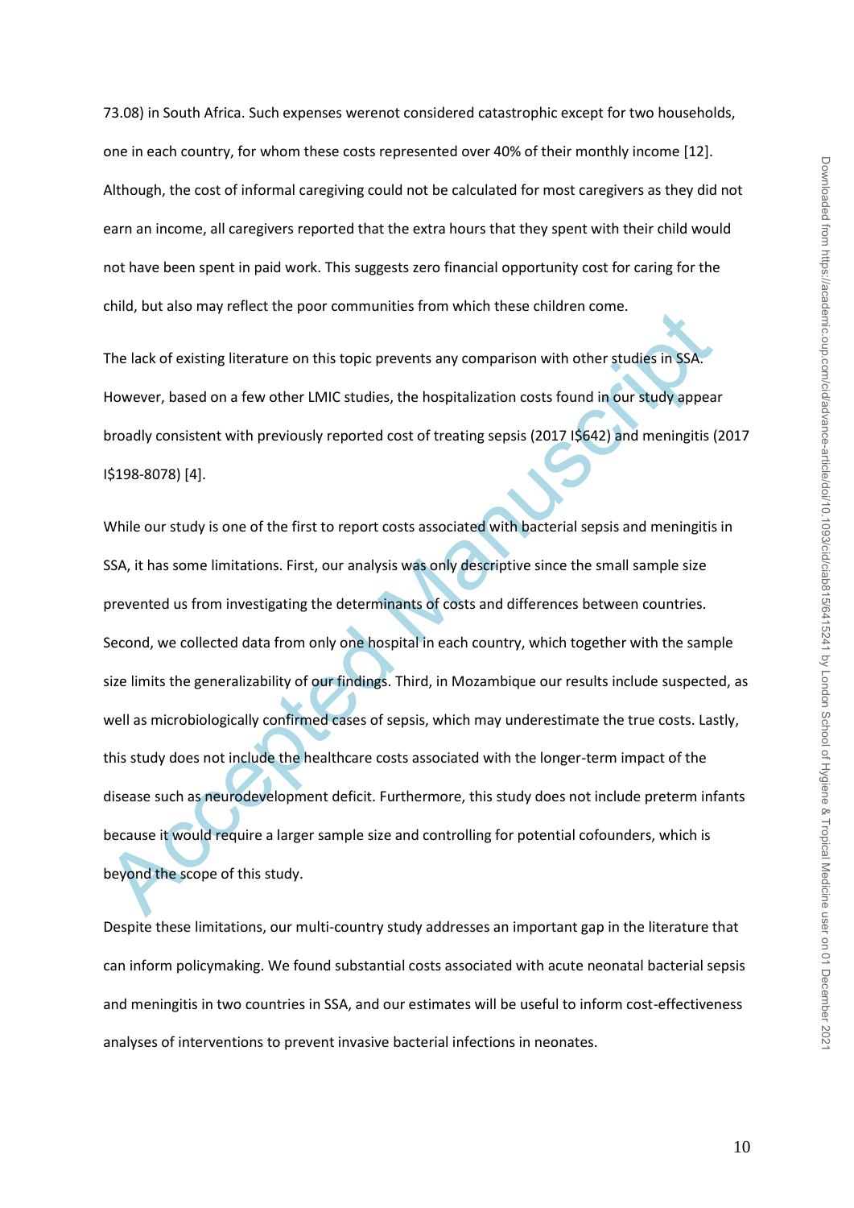73.08) in South Africa. Such expenses werenot considered catastrophic except for two households, one in each country, for whom these costs represented over 40% of their monthly income [12]. Although, the cost of informal caregiving could not be calculated for most caregivers as they did not earn an income, all caregivers reported that the extra hours that they spent with their child would not have been spent in paid work. This suggests zero financial opportunity cost for caring for the child, but also may reflect the poor communities from which these children come.

The lack of existing literature on this topic prevents any comparison with other studies in SSA. However, based on a few other LMIC studies, the hospitalization costs found in our study appear broadly consistent with previously reported cost of treating sepsis (2017 I$642) and meningitis (2017 I$198-8078) [4].

While our study is one of the first to report costs associated with bacterial sepsis and meningitis in SSA, it has some limitations. First, our analysis was only descriptive since the small sample size prevented us from investigating the determinants of costs and differences between countries. Second, we collected data from only one hospital in each country, which together with the sample size limits the generalizability of our findings. Third, in Mozambique our results include suspected, as well as microbiologically confirmed cases of sepsis, which may underestimate the true costs. Lastly, this study does not include the healthcare costs associated with the longer-term impact of the disease such as neurodevelopment deficit. Furthermore, this study does not include preterm infants because it would require a larger sample size and controlling for potential cofounders, which is beyond the scope of this study.

Despite these limitations, our multi-country study addresses an important gap in the literature that can inform policymaking. We found substantial costs associated with acute neonatal bacterial sepsis and meningitis in two countries in SSA, and our estimates will be useful to inform cost-effectiveness analyses of interventions to prevent invasive bacterial infections in neonates.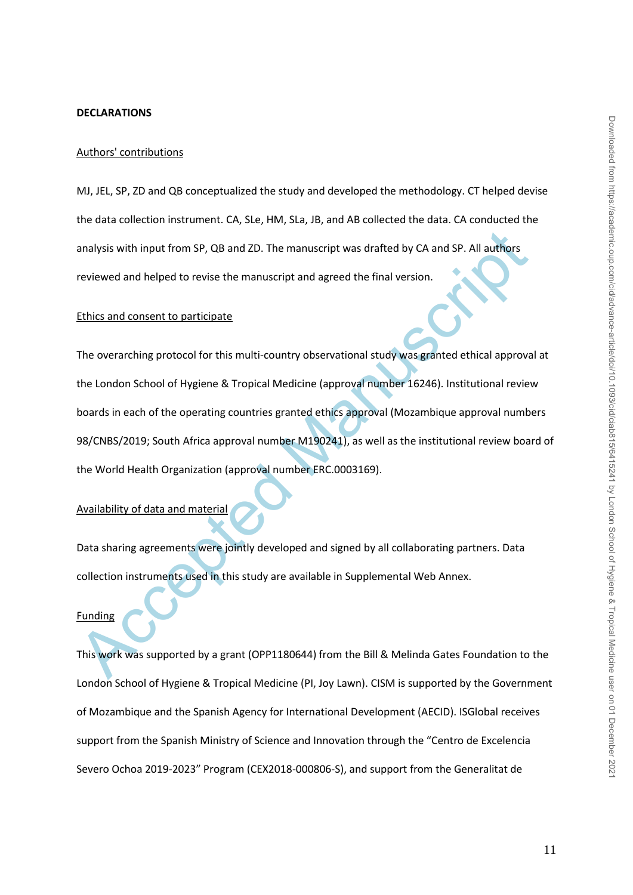**DECLARATIONS**

Authors' contributions

MJ, JEL, SP, ZD and QB conceptualized the study and developed the methodology. CT helped devise the data collection instrument. CA, SLe, HM, SLa, JB, and AB collected the data. CA conducted the analysis with input from SP, QB and ZD. The manuscript was drafted by CA and SP. All authors reviewed and helped to revise the manuscript and agreed the final version.

Ethics and consent to participate

The overarching protocol for this multi-country observational study was granted ethical approval at the London School of Hygiene & Tropical Medicine (approval number 16246). Institutional review boards in each of the operating countries granted ethics approval (Mozambique approval numbers 98/CNBS/2019; South Africa approval number M190241), as well as the institutional review board of the World Health Organization (approval number ERC.0003169).

Availability of data and material

Data sharing agreements were jointly developed and signed by all collaborating partners. Data collection instruments used in this study are available in Supplemental Web Annex.

Funding

This work was supported by a grant (OPP1180644) from the Bill & Melinda Gates Foundation to the London School of Hygiene & Tropical Medicine (PI, Joy Lawn). CISM is supported by the Government of Mozambique and the Spanish Agency for International Development (AECID). ISGlobal receives support from the Spanish Ministry of Science and Innovation through the "Centro de Excelencia Severo Ochoa 2019-2023" Program (CEX2018-000806-S), and support from the Generalitat de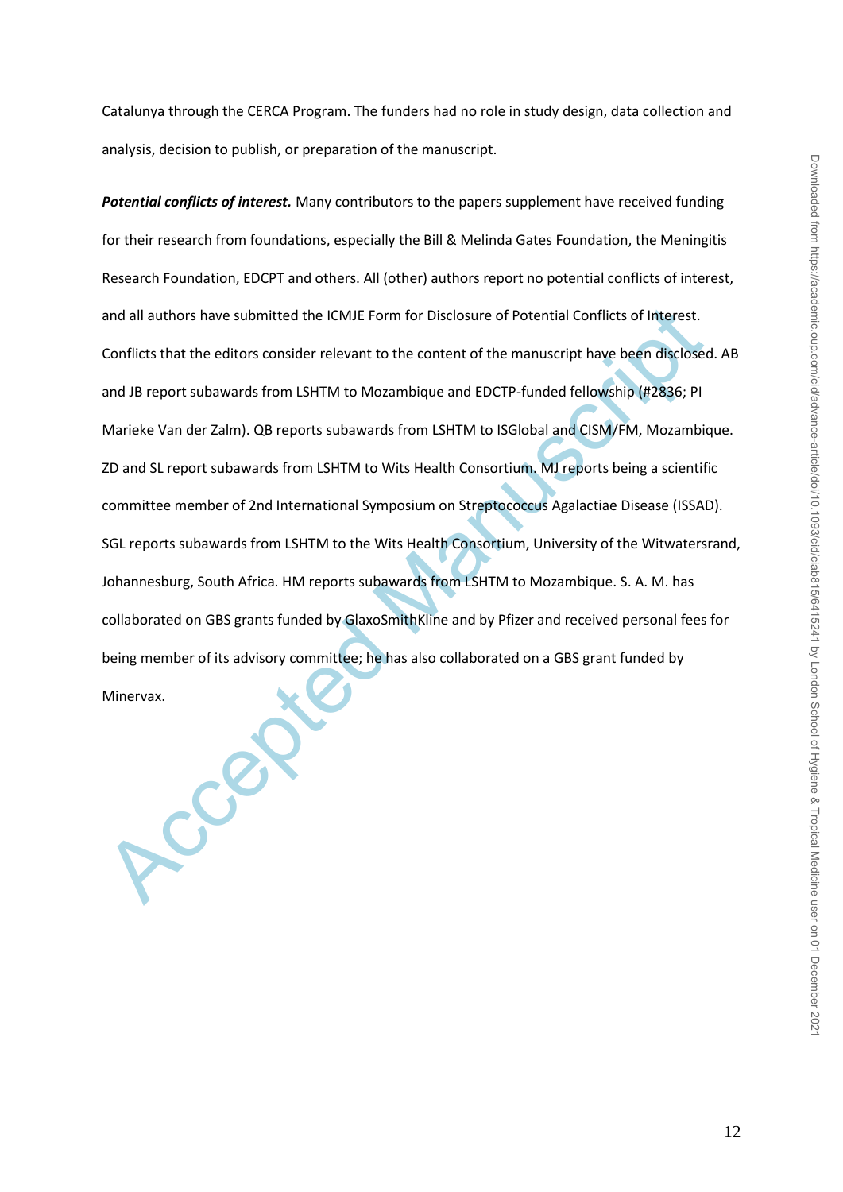Catalunya through the CERCA Program. The funders had no role in study design, data collection and analysis, decision to publish, or preparation of the manuscript.

***Potential conflicts of interest.*** Many contributors to the papers supplement have received funding for their research from foundations, especially the Bill & Melinda Gates Foundation, the Meningitis Research Foundation, EDCPT and others. All (other) authors report no potential conflicts of interest, and all authors have submitted the ICMJE Form for Disclosure of Potential Conflicts of Interest. Conflicts that the editors consider relevant to the content of the manuscript have been disclosed. AB and JB report subawards from LSHTM to Mozambique and EDCTP-funded fellowship (#2836; PI Marieke Van der Zalm). QB reports subawards from LSHTM to ISGlobal and CISM/FM, Mozambique. ZD and SL report subawards from LSHTM to Wits Health Consortium. MJ reports being a scientific committee member of 2nd International Symposium on Streptococcus Agalactiae Disease (ISSAD). SGL reports subawards from LSHTM to the Wits Health Consortium, University of the Witwatersrand, Johannesburg, South Africa. HM reports subawards from LSHTM to Mozambique. S. A. M. has collaborated on GBS grants funded by GlaxoSmithKline and by Pfizer and received personal fees for being member of its advisory committee; he has also collaborated on a GBS grant funded by Minervax.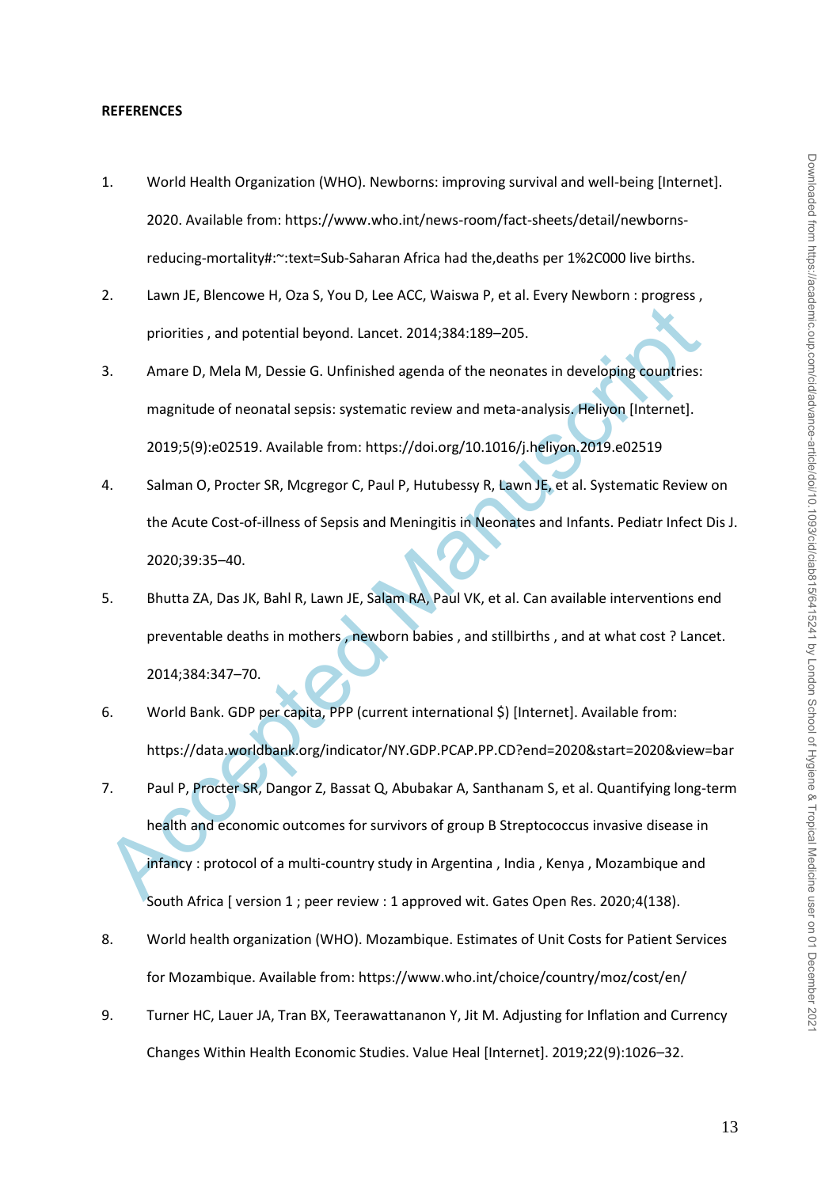**REFERENCES**

1. World Health Organization (WHO). Newborns: improving survival and well-being [Internet]. 2020. Available from: https://www.who.int/news-room/fact-sheets/detail/newborns-reducing-mortality#:~:text=Sub-Saharan Africa had the,deaths per 1%2C000 live births.
2. Lawn JE, Blencowe H, Oza S, You D, Lee ACC, Waiswa P, et al. Every Newborn : progress , priorities , and potential beyond. Lancet. 2014;384:189–205.
3. Amare D, Mela M, Dessie G. Unfinished agenda of the neonates in developing countries: magnitude of neonatal sepsis: systematic review and meta-analysis. Heliyon [Internet]. 2019;5(9):e02519. Available from: https://doi.org/10.1016/j.heliyon.2019.e02519
4. Salman O, Procter SR, Mcgregor C, Paul P, Hutubessy R, Lawn JE, et al. Systematic Review on the Acute Cost-of-illness of Sepsis and Meningitis in Neonates and Infants. Pediatr Infect Dis J. 2020;39:35–40.
5. Bhutta ZA, Das JK, Bahl R, Lawn JE, Salam RA, Paul VK, et al. Can available interventions end preventable deaths in mothers , newborn babies , and stillbirths , and at what cost ? Lancet. 2014;384:347–70.
6. World Bank. GDP per capita, PPP (current international $) [Internet]. Available from: https://data.worldbank.org/indicator/NY.GDP.PCAP.PP.CD?end=2020&start=2020&view=bar
7. Paul P, Procter SR, Dangor Z, Bassat Q, Abubakar A, Santhanam S, et al. Quantifying long-term health and economic outcomes for survivors of group B Streptococcus invasive disease in infancy : protocol of a multi-country study in Argentina , India , Kenya , Mozambique and South Africa [ version 1 ; peer review : 1 approved wit. Gates Open Res. 2020;4(138).
8. World health organization (WHO). Mozambique. Estimates of Unit Costs for Patient Services for Mozambique. Available from: https://www.who.int/choice/country/moz/cost/en/
9. Turner HC, Lauer JA, Tran BX, Teerawattananon Y, Jit M. Adjusting for Inflation and Currency Changes Within Health Economic Studies. Value Heal [Internet]. 2019;22(9):1026–32.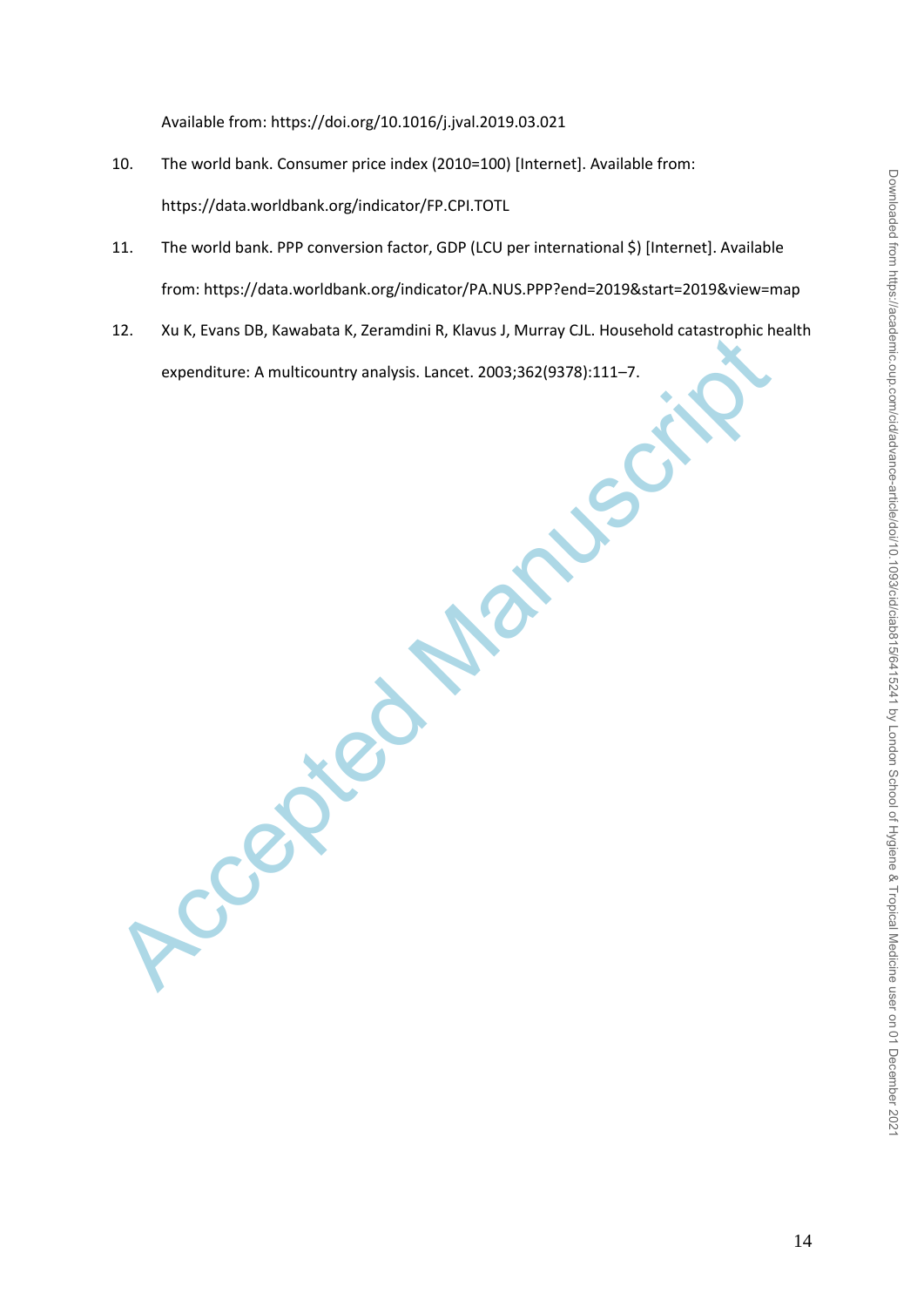Available from: https://doi.org/10.1016/j.jval.2019.03.021

10. The world bank. Consumer price index (2010=100) [Internet]. Available from: https://data.worldbank.org/indicator/FP.CPI.TOTL

11. The world bank. PPP conversion factor, GDP (LCU per international $) [Internet]. Available from: https://data.worldbank.org/indicator/PA.NUS.PPP?end=2019&start=2019&view=map

12. Xu K, Evans DB, Kawabata K, Zeramdini R, Klavus J, Murray CJL. Household catastrophic health expenditure: A multicountry analysis. Lancet. 2003;362(9378):111–7.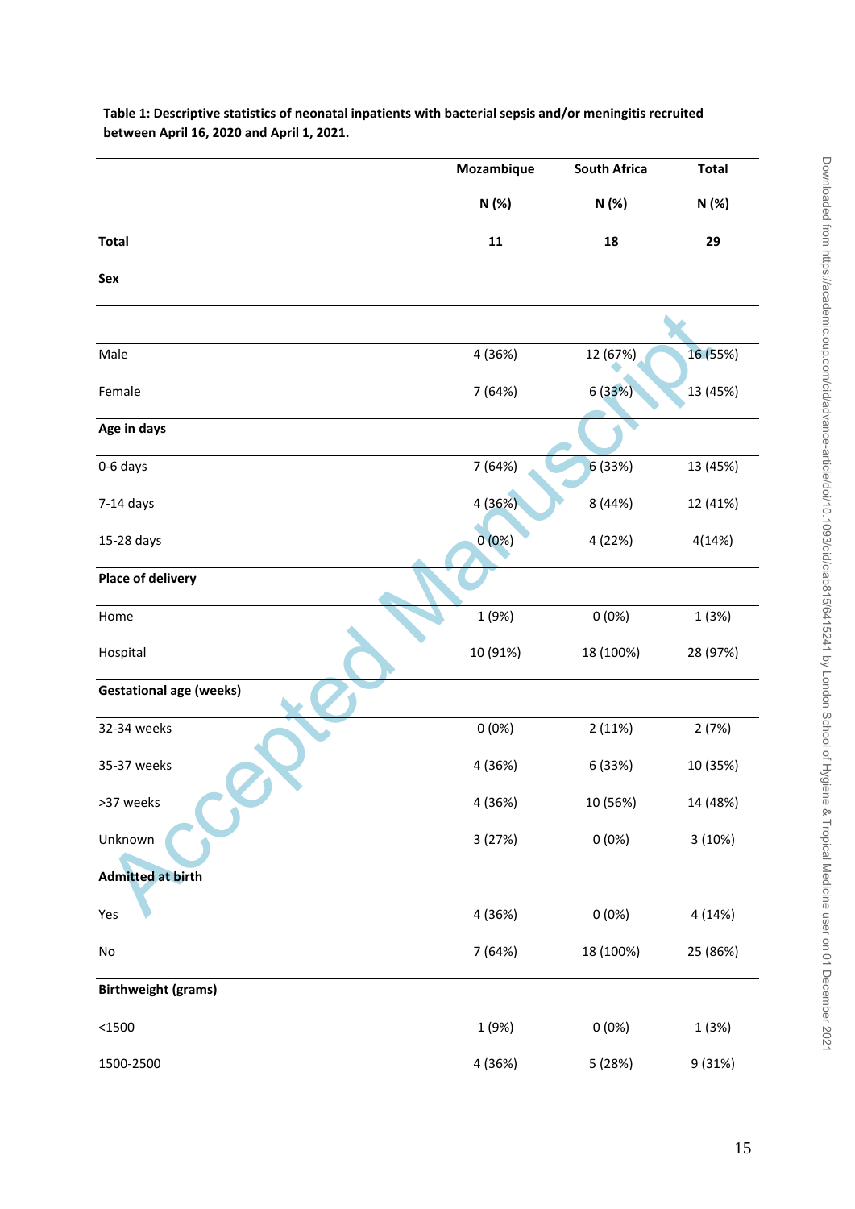**Table 1: Descriptive statistics of neonatal inpatients with bacterial sepsis and/or meningitis recruited between April 16, 2020 and April 1, 2021.**

| | Mozambique N (%) | South Africa N (%) | Total N (%) |
|---|---|---|---|
| **Total** | **11** | **18** | **29** |
| **Sex** | | | |
| Male | 4 (36%) | 12 (67%) | 16 (55%) |
| Female | 7 (64%) | 6 (33%) | 13 (45%) |
| **Age in days** | | | |
| 0-6 days | 7 (64%) | 6 (33%) | 13 (45%) |
| 7-14 days | 4 (36%) | 8 (44%) | 12 (41%) |
| 15-28 days | 0 (0%) | 4 (22%) | 4(14%) |
| **Place of delivery** | | | |
| Home | 1 (9%) | 0 (0%) | 1 (3%) |
| Hospital | 10 (91%) | 18 (100%) | 28 (97%) |
| **Gestational age (weeks)** | | | |
| 32-34 weeks | 0 (0%) | 2 (11%) | 2 (7%) |
| 35-37 weeks | 4 (36%) | 6 (33%) | 10 (35%) |
| >37 weeks | 4 (36%) | 10 (56%) | 14 (48%) |
| Unknown | 3 (27%) | 0 (0%) | 3 (10%) |
| **Admitted at birth** | | | |
| Yes | 4 (36%) | 0 (0%) | 4 (14%) |
| No | 7 (64%) | 18 (100%) | 25 (86%) |
| **Birthweight (grams)** | | | |
| <1500 | 1 (9%) | 0 (0%) | 1 (3%) |
| 1500-2500 | 4 (36%) | 5 (28%) | 9 (31%) |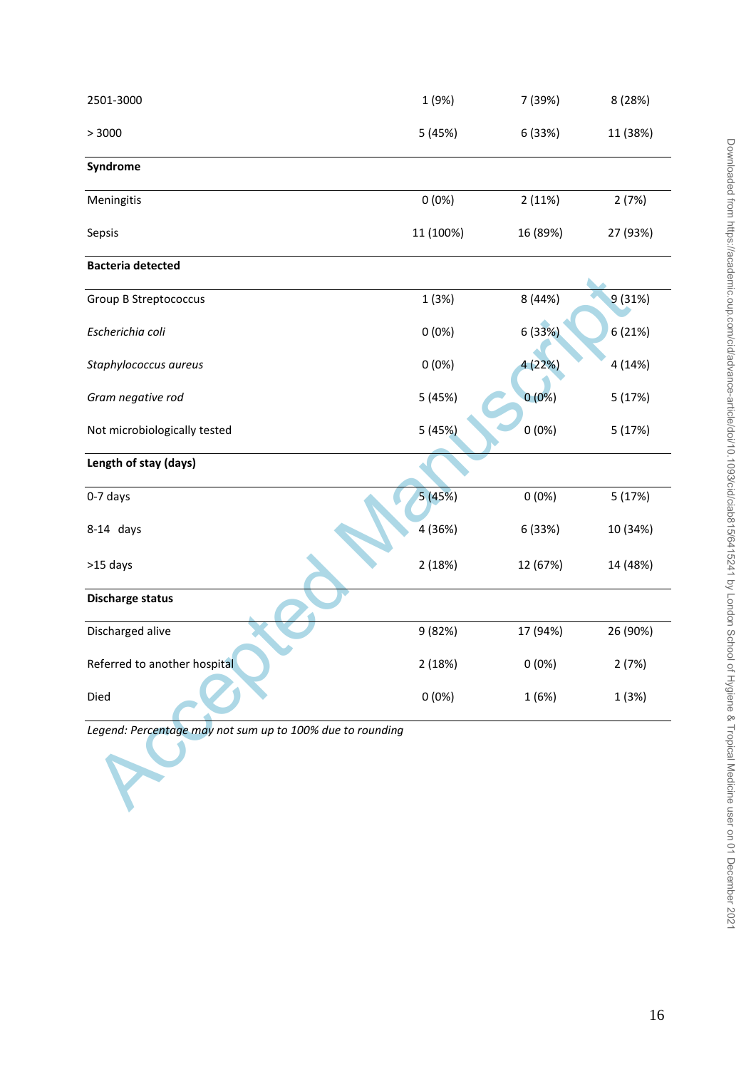| | | | |
|---|---|---|---|
| 2501-3000 | 1 (9%) | 7 (39%) | 8 (28%) |
| > 3000 | 5 (45%) | 6 (33%) | 11 (38%) |
| **Syndrome** | | | |
| Meningitis | 0 (0%) | 2 (11%) | 2 (7%) |
| Sepsis | 11 (100%) | 16 (89%) | 27 (93%) |
| **Bacteria detected** | | | |
| Group B Streptococcus | 1 (3%) | 8 (44%) | 9 (31%) |
| *Escherichia coli* | 0 (0%) | 6 (33%) | 6 (21%) |
| *Staphylococcus aureus* | 0 (0%) | 4 (22%) | 4 (14%) |
| *Gram negative rod* | 5 (45%) | 0 (0%) | 5 (17%) |
| Not microbiologically tested | 5 (45%) | 0 (0%) | 5 (17%) |
| **Length of stay (days)** | | | |
| 0-7 days | 5 (45%) | 0 (0%) | 5 (17%) |
| 8-14 days | 4 (36%) | 6 (33%) | 10 (34%) |
| >15 days | 2 (18%) | 12 (67%) | 14 (48%) |
| **Discharge status** | | | |
| Discharged alive | 9 (82%) | 17 (94%) | 26 (90%) |
| Referred to another hospital | 2 (18%) | 0 (0%) | 2 (7%) |
| Died | 0 (0%) | 1 (6%) | 1 (3%) |

*Legend: Percentage may not sum up to 100% due to rounding*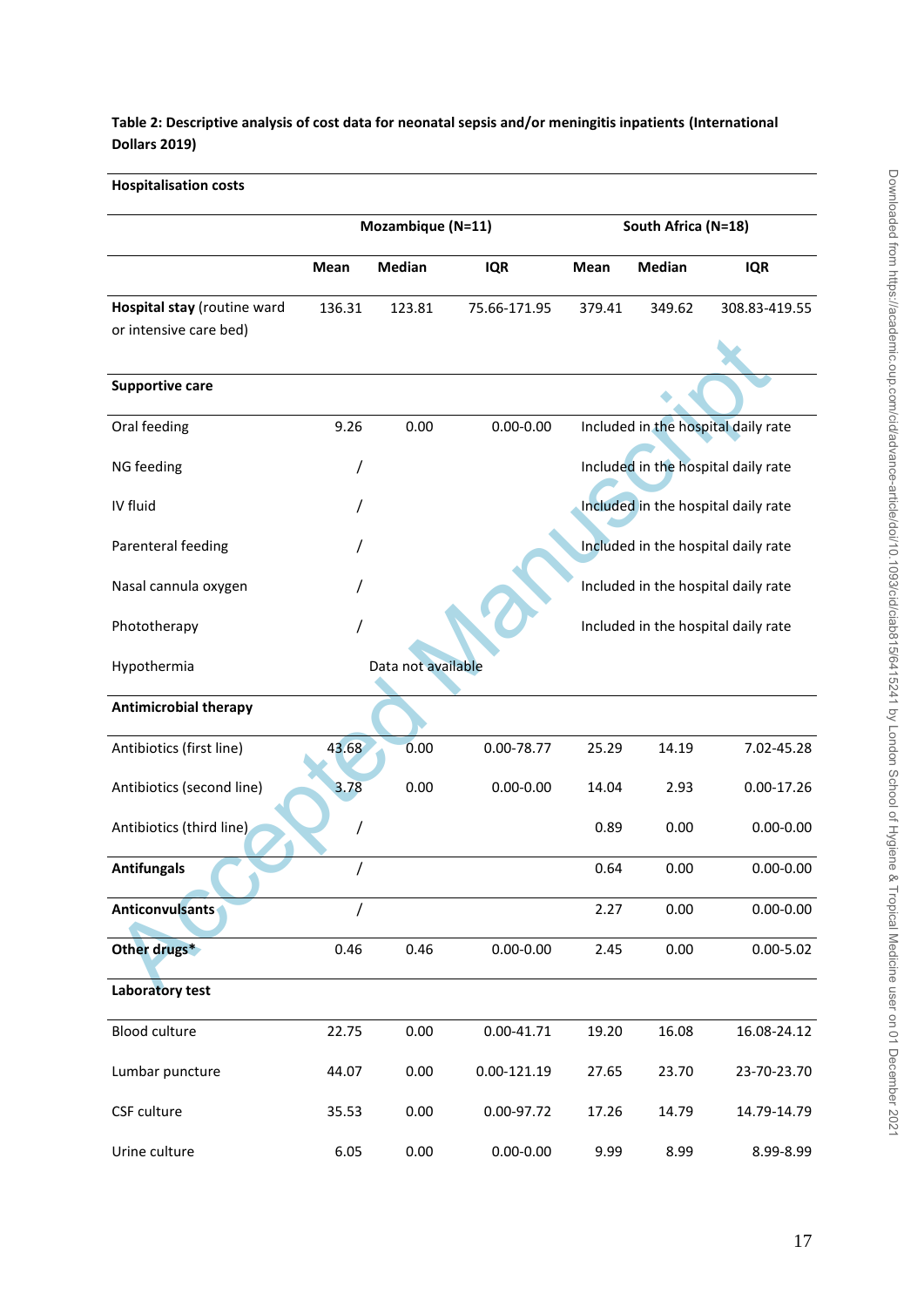**Table 2: Descriptive analysis of cost data for neonatal sepsis and/or meningitis inpatients (International Dollars 2019)**

| Hospitalisation costs | | | | | | |
|---|---|---|---|---|---|---|
| | Mozambique (N=11) | | | South Africa (N=18) | | |
| | **Mean** | **Median** | **IQR** | **Mean** | **Median** | **IQR** |
| **Hospital stay** (routine ward or intensive care bed) | 136.31 | 123.81 | 75.66-171.95 | 379.41 | 349.62 | 308.83-419.55 |
| **Supportive care** | | | | | | |
| Oral feeding | 9.26 | 0.00 | 0.00-0.00 | Included in the hospital daily rate | | |
| NG feeding | / | | | Included in the hospital daily rate | | |
| IV fluid | / | | | Included in the hospital daily rate | | |
| Parenteral feeding | / | | | Included in the hospital daily rate | | |
| Nasal cannula oxygen | / | | | Included in the hospital daily rate | | |
| Phototherapy | / | | | Included in the hospital daily rate | | |
| Hypothermia | | Data not available | | | | |
| **Antimicrobial therapy** | | | | | | |
| Antibiotics (first line) | 43.68 | 0.00 | 0.00-78.77 | 25.29 | 14.19 | 7.02-45.28 |
| Antibiotics (second line) | 3.78 | 0.00 | 0.00-0.00 | 14.04 | 2.93 | 0.00-17.26 |
| Antibiotics (third line) | / | | | 0.89 | 0.00 | 0.00-0.00 |
| **Antifungals** | / | | | 0.64 | 0.00 | 0.00-0.00 |
| **Anticonvulsants** | / | | | 2.27 | 0.00 | 0.00-0.00 |
| **Other drugs*** | 0.46 | 0.46 | 0.00-0.00 | 2.45 | 0.00 | 0.00-5.02 |
| **Laboratory test** | | | | | | |
| Blood culture | 22.75 | 0.00 | 0.00-41.71 | 19.20 | 16.08 | 16.08-24.12 |
| Lumbar puncture | 44.07 | 0.00 | 0.00-121.19 | 27.65 | 23.70 | 23-70-23.70 |
| CSF culture | 35.53 | 0.00 | 0.00-97.72 | 17.26 | 14.79 | 14.79-14.79 |
| Urine culture | 6.05 | 0.00 | 0.00-0.00 | 9.99 | 8.99 | 8.99-8.99 |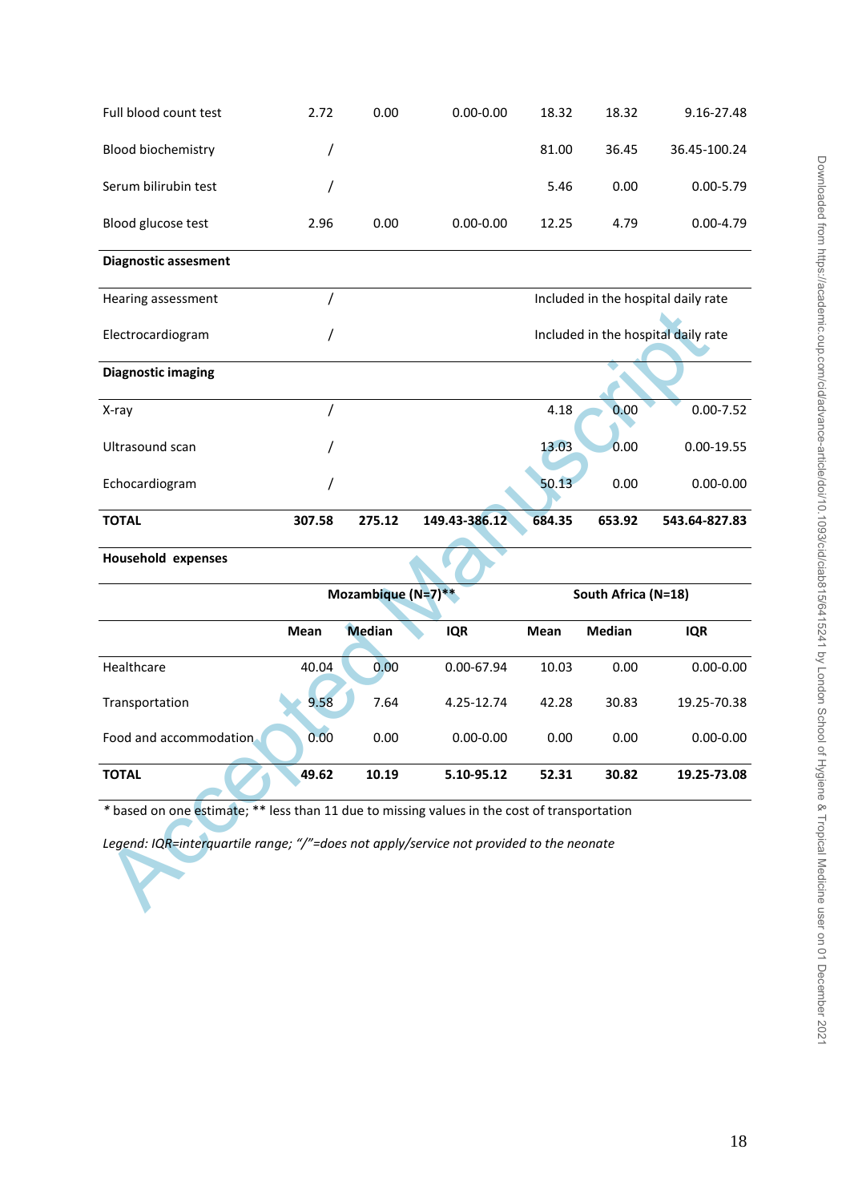| | | | | | | |
|---|---|---|---|---|---|---|
| Full blood count test | 2.72 | 0.00 | 0.00-0.00 | 18.32 | 18.32 | 9.16-27.48 |
| Blood biochemistry | / | | | 81.00 | 36.45 | 36.45-100.24 |
| Serum bilirubin test | / | | | 5.46 | 0.00 | 0.00-5.79 |
| Blood glucose test | 2.96 | 0.00 | 0.00-0.00 | 12.25 | 4.79 | 0.00-4.79 |
| **Diagnostic assesment** | | | | | | |
| Hearing assessment | / | | | Included in the hospital daily rate | | |
| Electrocardiogram | / | | | Included in the hospital daily rate | | |
| **Diagnostic imaging** | | | | | | |
| X-ray | / | | | 4.18 | 0.00 | 0.00-7.52 |
| Ultrasound scan | / | | | 13.03 | 0.00 | 0.00-19.55 |
| Echocardiogram | / | | | 50.13 | 0.00 | 0.00-0.00 |
| **TOTAL** | **307.58** | **275.12** | **149.43-386.12** | **684.35** | **653.92** | **543.64-827.83** |

**Household expenses**

| | Mozambique (N=7)** | | | South Africa (N=18) | | |
|---|---|---|---|---|---|---|
| | **Mean** | **Median** | **IQR** | **Mean** | **Median** | **IQR** |
| Healthcare | 40.04 | 0.00 | 0.00-67.94 | 10.03 | 0.00 | 0.00-0.00 |
| Transportation | 9.58 | 7.64 | 4.25-12.74 | 42.28 | 30.83 | 19.25-70.38 |
| Food and accommodation | 0.00 | 0.00 | 0.00-0.00 | 0.00 | 0.00 | 0.00-0.00 |
| **TOTAL** | **49.62** | **10.19** | **5.10-95.12** | **52.31** | **30.82** | **19.25-73.08** |

* based on one estimate; ** less than 11 due to missing values in the cost of transportation

*Legend: IQR=interquartile range; "/"=does not apply/service not provided to the neonate*